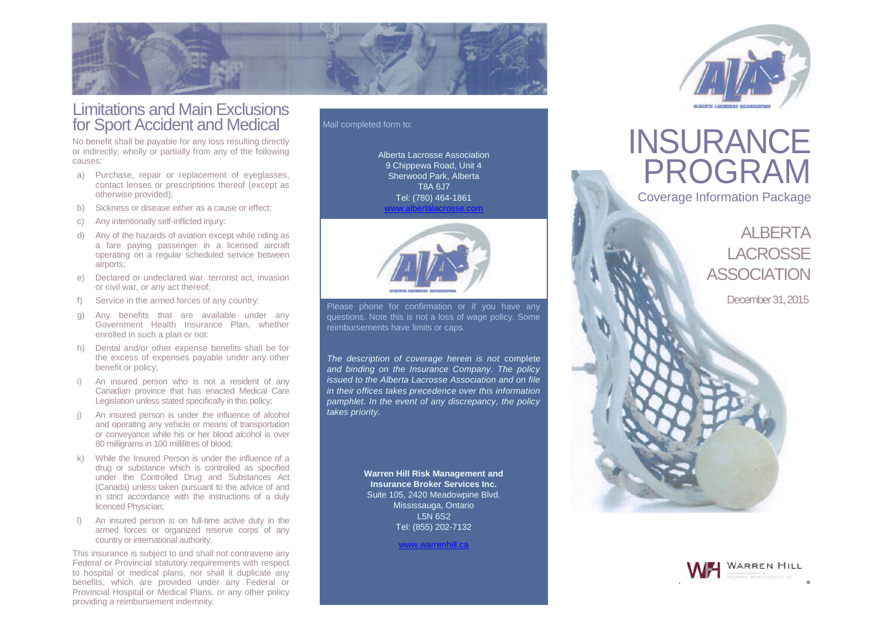## Limitations and Main Exclusions for Sport Accident and Medical

No benefit shall be payable for any loss resulting directly or indirectly; wholly or partially from any of the following causes:

a) Purchase, repair or replacement of eyeglasses, contact lenses or prescriptions thereof (except as otherwise provided);

b) Sickness or disease either as a cause or effect;

c) Any intentionally self-inflicted injury:

d) Any of the hazards of aviation except while riding as a fare paying passenger in a licensed aircraft operating on a regular scheduled service between airports;

e) Declared or undeclared war. terrorist act, invasion or civil war, or any act thereof;

f) Service in the armed forces of any country:

g) Any benefits that are available under any Government Health Insurance Plan, whether enrolled in such a plan or not:

h) Dental and/or other expense benefits shall be for the excess of expenses payable under any other benefit or policy;

i) An insured person who is not a resident of any Canadian province that has enacted Medical Care Legislation unless stated specifically in this policy;

j) An insured person is under the influence of alcohol and operating any vehicle or means of transportation or conveyance while his or her blood alcohol is over 80 milligrams in 100 millilitres of blood;

k) While the Insured Person is under the influence of a drug or substance which is controlled as specified under the Controlled Drug and Substances Act (Canada) unless taken pursuant to the advice of and in strict accordance with the instructions of a duly licenced Physician;

l) An insured person is on full-time active duty in the armed forces or organized reserve corps of any country or international authority.

This insurance is subject to and shall not contravene any Federal or Provincial statutory requirements with respect to hospital or medical plans, nor shall it duplicate any benefits, which are provided under any Federal or Provincial Hospital or Medical Plans. or any other policy providing a reimbursement indemnity.

Mail completed form to:

Alberta Lacrosse Association
9 Chippewa Road, Unit 4
Sherwood Park, Alberta
T8A 6J7
Tel: (780) 464-1861
www.albertalacrosse.com

Please phone for confirmation or if you have any questions. Note this is not a loss of wage policy. Some reimbursements have limits or caps.

*The description of coverage herein is not* complete *and binding on the Insurance Company. The policy issued to the Alberta Lacrosse Association and on file in their offices takes precedence over this information pamphlet. In the event of any discrepancy, the policy takes priority.*

**Warren Hill Risk Management and Insurance Broker Services Inc.**
Suite 105, 2420 Meadowpine Blvd.
Mississauga, Ontario
L5N 6S2
Tel: (855) 202-7132

www.warrenhill.ca

# INSURANCE PROGRAM

Coverage Information Package

## ALBERTA LACROSSE ASSOCIATION

December 31, 2015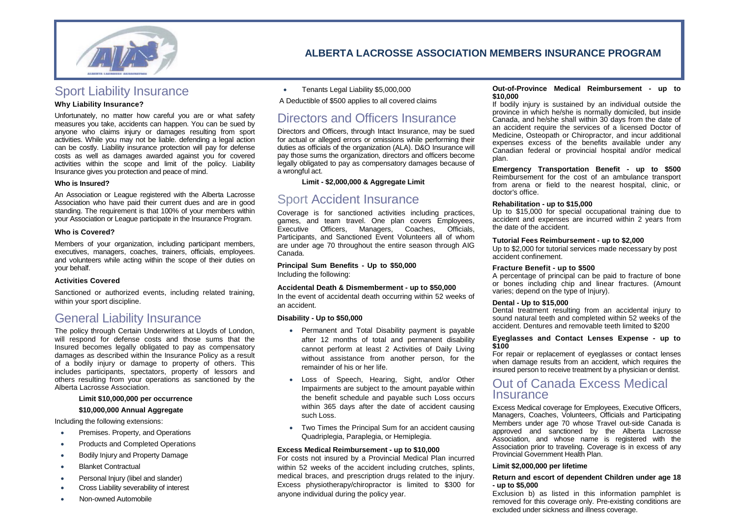## ALBERTA LACROSSE ASSOCIATION MEMBERS INSURANCE PROGRAM

## Sport Liability Insurance

**Why Liability Insurance?**

Unfortunately, no matter how careful you are or what safety measures you take, accidents can happen. You can be sued by anyone who claims injury or damages resulting from sport activities. While you may not be liable. defending a legal action can be costly. Liability insurance protection will pay for defense costs as well as damages awarded against you for covered activities within the scope and limit of the policy. Liability Insurance gives you protection and peace of mind.

**Who is Insured?**

An Association or League registered with the Alberta Lacrosse Association who have paid their current dues and are in good standing. The requirement is that 100% of your members within your Association or League participate in the Insurance Program.

**Who is Covered?**

Members of your organization, including participant members, executives, managers, coaches, trainers, officials, employees. and volunteers while acting within the scope of their duties on your behalf.

**Activities Covered**

Sanctioned or authorized events, including related training, within your sport discipline.

## General Liability Insurance

The policy through Certain Underwriters at Lloyds of London, will respond for defense costs and those sums that the Insured becomes legally obligated to pay as compensatory damages as described within the Insurance Policy as a result of a bodily injury or damage to property of others. This includes participants, spectators, property of lessors and others resulting from your operations as sanctioned by the Alberta Lacrosse Association.

**Limit $10,000,000 per occurrence**

**$10,000,000 Annual Aggregate**

Including the following extensions:

- Premises. Property, and Operations
- Products and Completed Operations
- Bodily Injury and Property Damage
- Blanket Contractual
- Personal Injury (libel and slander)
- Cross Liability severability of interest
- Non-owned Automobile
- Tenants Legal Liability $5,000,000

A Deductible of $500 applies to all covered claims

## Directors and Officers Insurance

Directors and Officers, through Intact Insurance, may be sued for actual or alleged errors or omissions while performing their duties as officials of the organization (ALA). D&O Insurance will pay those sums the organization, directors and officers become legally obligated to pay as compensatory damages because of a wrongful act.

**Limit - $2,000,000 & Aggregate Limit**

## Sport Accident Insurance

Coverage is for sanctioned activities including practices, games, and team travel. One plan covers Employees, Executive Officers, Managers, Coaches, Officials, Participants, and Sanctioned Event Volunteers all of whom are under age 70 throughout the entire season through AIG Canada.

**Principal Sum Benefits - Up to $50,000**
Including the following:

**Accidental Death & Dismemberment - up to $50,000**
In the event of accidental death occurring within 52 weeks of an accident.

**Disability - Up to $50,000**

- Permanent and Total Disability payment is payable after 12 months of total and permanent disability cannot perform at least 2 Activities of Daily Living without assistance from another person, for the remainder of his or her life.
- Loss of Speech, Hearing, Sight, and/or Other Impairments are subject to the amount payable within the benefit schedule and payable such Loss occurs within 365 days after the date of accident causing such Loss.
- Two Times the Principal Sum for an accident causing Quadriplegia, Paraplegia, or Hemiplegia.

**Excess Medical Reimbursement - up to $10,000**
For costs not insured by a Provincial Medical Plan incurred within 52 weeks of the accident including crutches, splints, medical braces, and prescription drugs related to the injury. Excess physiotherapy/chiropractor is limited to $300 for anyone individual during the policy year.

**Out-of-Province Medical Reimbursement - up to $10,000**
If bodily injury is sustained by an individual outside the province in which he/she is normally domiciled, but inside Canada, and he/she shall within 30 days from the date of an accident require the services of a licensed Doctor of Medicine, Osteopath or Chiropractor, and incur additional expenses excess of the benefits available under any Canadian federal or provincial hospital and/or medical plan.

**Emergency Transportation Benefit - up to $500**
Reimbursement for the cost of an ambulance transport from arena or field to the nearest hospital, clinic, or doctor's office.

**Rehabilitation - up to $15,000**
Up to $15,000 for special occupational training due to accident and expenses are incurred within 2 years from the date of the accident.

**Tutorial Fees Reimbursement - up to $2,000**
Up to $2,000 for tutorial services made necessary by post accident confinement.

**Fracture Benefit - up to $500**
A percentage of principal can be paid to fracture of bone or bones including chip and linear fractures. (Amount varies; depend on the type of Injury).

**Dental - Up to $15,000**
Dental treatment resulting from an accidental injury to sound natural teeth and completed within 52 weeks of the accident. Dentures and removable teeth limited to $200

**Eyeglasses and Contact Lenses Expense - up to $100**
For repair or replacement of eyeglasses or contact lenses when damage results from an accident, which requires the insured person to receive treatment by a physician or dentist.

## Out of Canada Excess Medical Insurance

Excess Medical coverage for Employees, Executive Officers, Managers, Coaches, Volunteers, Officials and Participating Members under age 70 whose Travel out-side Canada is approved and sanctioned by the Alberta Lacrosse Association, and whose name is registered with the Association prior to traveling. Coverage is in excess of any Provincial Government Health Plan.

**Limit $2,000,000 per lifetime**

**Return and escort of dependent Children under age 18 - up to $5,000**
Exclusion b) as listed in this information pamphlet is removed for this coverage only. Pre-existing conditions are excluded under sickness and illness coverage.